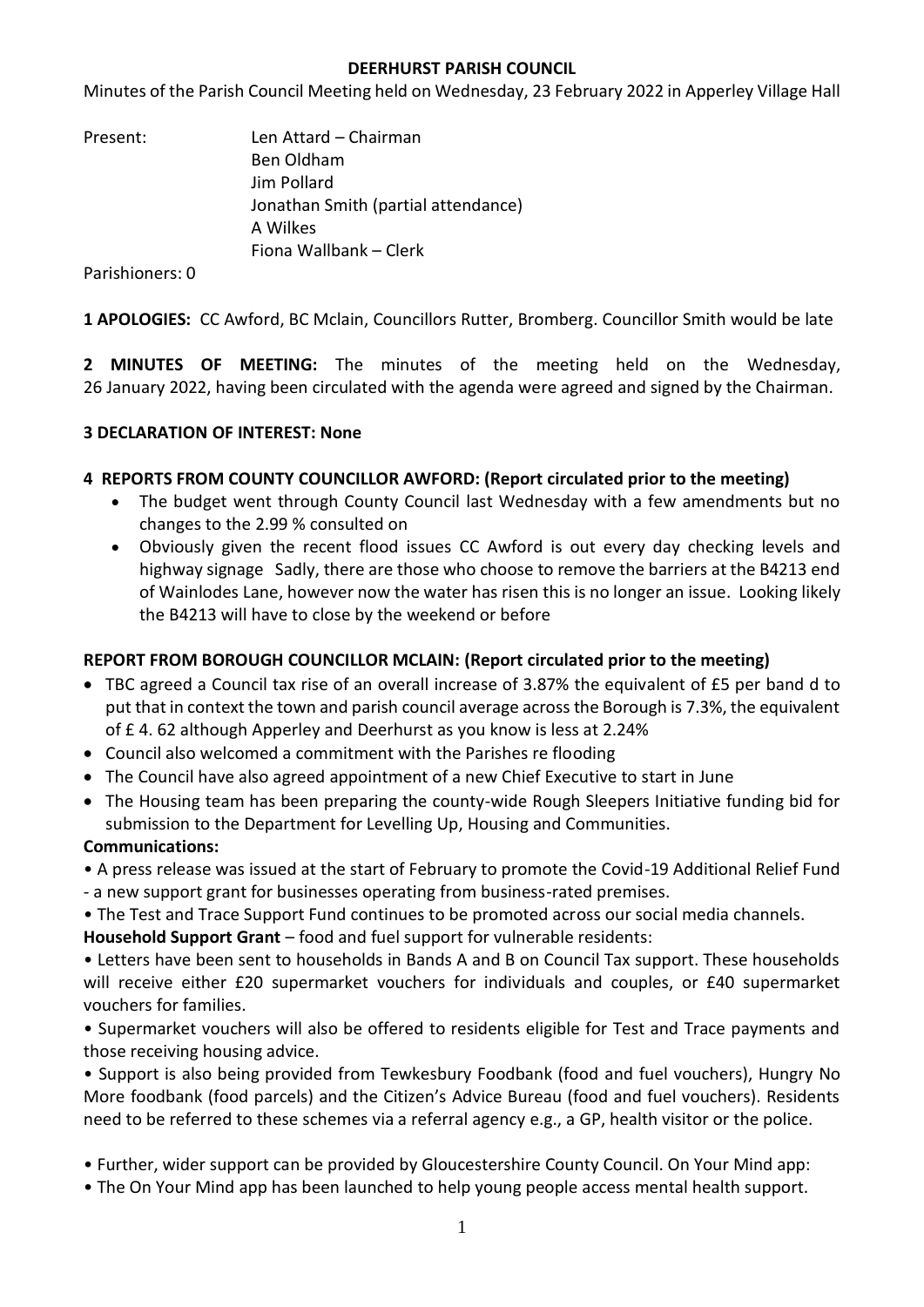**DEERHURST PARISH COUNCIL**

Minutes of the Parish Council Meeting held on Wednesday, 23 February 2022 in Apperley Village Hall

Present: Len Attard – Chairman
Ben Oldham
Jim Pollard
Jonathan Smith (partial attendance)
A Wilkes
Fiona Wallbank – Clerk

Parishioners: 0

**1 APOLOGIES:** CC Awford, BC Mclain, Councillors Rutter, Bromberg. Councillor Smith would be late

**2 MINUTES OF MEETING:** The minutes of the meeting held on the Wednesday, 26 January 2022, having been circulated with the agenda were agreed and signed by the Chairman.

**3 DECLARATION OF INTEREST: None**

**4 REPORTS FROM COUNTY COUNCILLOR AWFORD: (Report circulated prior to the meeting)**

- The budget went through County Council last Wednesday with a few amendments but no changes to the 2.99 % consulted on
- Obviously given the recent flood issues CC Awford is out every day checking levels and highway signage Sadly, there are those who choose to remove the barriers at the B4213 end of Wainlodes Lane, however now the water has risen this is no longer an issue. Looking likely the B4213 will have to close by the weekend or before

**REPORT FROM BOROUGH COUNCILLOR MCLAIN: (Report circulated prior to the meeting)**

- TBC agreed a Council tax rise of an overall increase of 3.87% the equivalent of £5 per band d to put that in context the town and parish council average across the Borough is 7.3%, the equivalent of £ 4. 62 although Apperley and Deerhurst as you know is less at 2.24%
- Council also welcomed a commitment with the Parishes re flooding
- The Council have also agreed appointment of a new Chief Executive to start in June
- The Housing team has been preparing the county-wide Rough Sleepers Initiative funding bid for submission to the Department for Levelling Up, Housing and Communities.

**Communications:**

• A press release was issued at the start of February to promote the Covid-19 Additional Relief Fund - a new support grant for businesses operating from business-rated premises.

• The Test and Trace Support Fund continues to be promoted across our social media channels.

**Household Support Grant** – food and fuel support for vulnerable residents:

• Letters have been sent to households in Bands A and B on Council Tax support. These households will receive either £20 supermarket vouchers for individuals and couples, or £40 supermarket vouchers for families.

• Supermarket vouchers will also be offered to residents eligible for Test and Trace payments and those receiving housing advice.

• Support is also being provided from Tewkesbury Foodbank (food and fuel vouchers), Hungry No More foodbank (food parcels) and the Citizen's Advice Bureau (food and fuel vouchers). Residents need to be referred to these schemes via a referral agency e.g., a GP, health visitor or the police.

• Further, wider support can be provided by Gloucestershire County Council. On Your Mind app:

• The On Your Mind app has been launched to help young people access mental health support.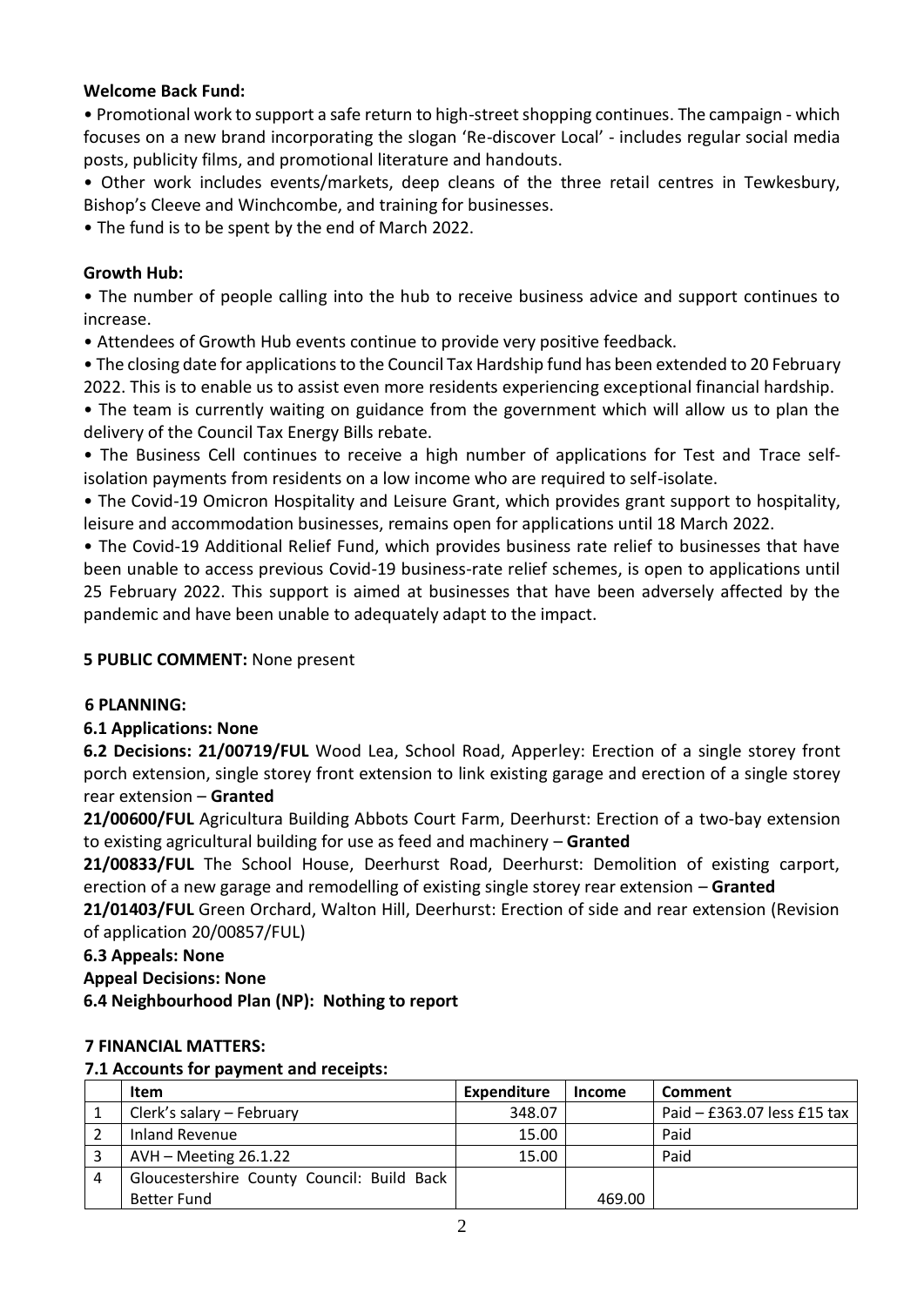**Welcome Back Fund:**

• Promotional work to support a safe return to high-street shopping continues. The campaign - which focuses on a new brand incorporating the slogan 'Re-discover Local' - includes regular social media posts, publicity films, and promotional literature and handouts.

• Other work includes events/markets, deep cleans of the three retail centres in Tewkesbury, Bishop's Cleeve and Winchcombe, and training for businesses.

• The fund is to be spent by the end of March 2022.

**Growth Hub:**

• The number of people calling into the hub to receive business advice and support continues to increase.

• Attendees of Growth Hub events continue to provide very positive feedback.

• The closing date for applications to the Council Tax Hardship fund has been extended to 20 February 2022. This is to enable us to assist even more residents experiencing exceptional financial hardship.

• The team is currently waiting on guidance from the government which will allow us to plan the delivery of the Council Tax Energy Bills rebate.

• The Business Cell continues to receive a high number of applications for Test and Trace self-isolation payments from residents on a low income who are required to self-isolate.

• The Covid-19 Omicron Hospitality and Leisure Grant, which provides grant support to hospitality, leisure and accommodation businesses, remains open for applications until 18 March 2022.

• The Covid-19 Additional Relief Fund, which provides business rate relief to businesses that have been unable to access previous Covid-19 business-rate relief schemes, is open to applications until 25 February 2022. This support is aimed at businesses that have been adversely affected by the pandemic and have been unable to adequately adapt to the impact.

**5 PUBLIC COMMENT:** None present

**6 PLANNING:**

**6.1 Applications: None**

**6.2 Decisions: 21/00719/FUL** Wood Lea, School Road, Apperley: Erection of a single storey front porch extension, single storey front extension to link existing garage and erection of a single storey rear extension – **Granted**

**21/00600/FUL** Agricultura Building Abbots Court Farm, Deerhurst: Erection of a two-bay extension to existing agricultural building for use as feed and machinery – **Granted**

**21/00833/FUL** The School House, Deerhurst Road, Deerhurst: Demolition of existing carport, erection of a new garage and remodelling of existing single storey rear extension – **Granted**

**21/01403/FUL** Green Orchard, Walton Hill, Deerhurst: Erection of side and rear extension (Revision of application 20/00857/FUL)

**6.3 Appeals: None**

**Appeal Decisions: None**

**6.4 Neighbourhood Plan (NP): Nothing to report**

**7 FINANCIAL MATTERS:**

**7.1 Accounts for payment and receipts:**

| | Item | Expenditure | Income | Comment |
|---|---|---|---|---|
| 1 | Clerk's salary – February | 348.07 | | Paid – £363.07 less £15 tax |
| 2 | Inland Revenue | 15.00 | | Paid |
| 3 | AVH – Meeting 26.1.22 | 15.00 | | Paid |
| 4 | Gloucestershire County Council: Build Back Better Fund | | 469.00 | |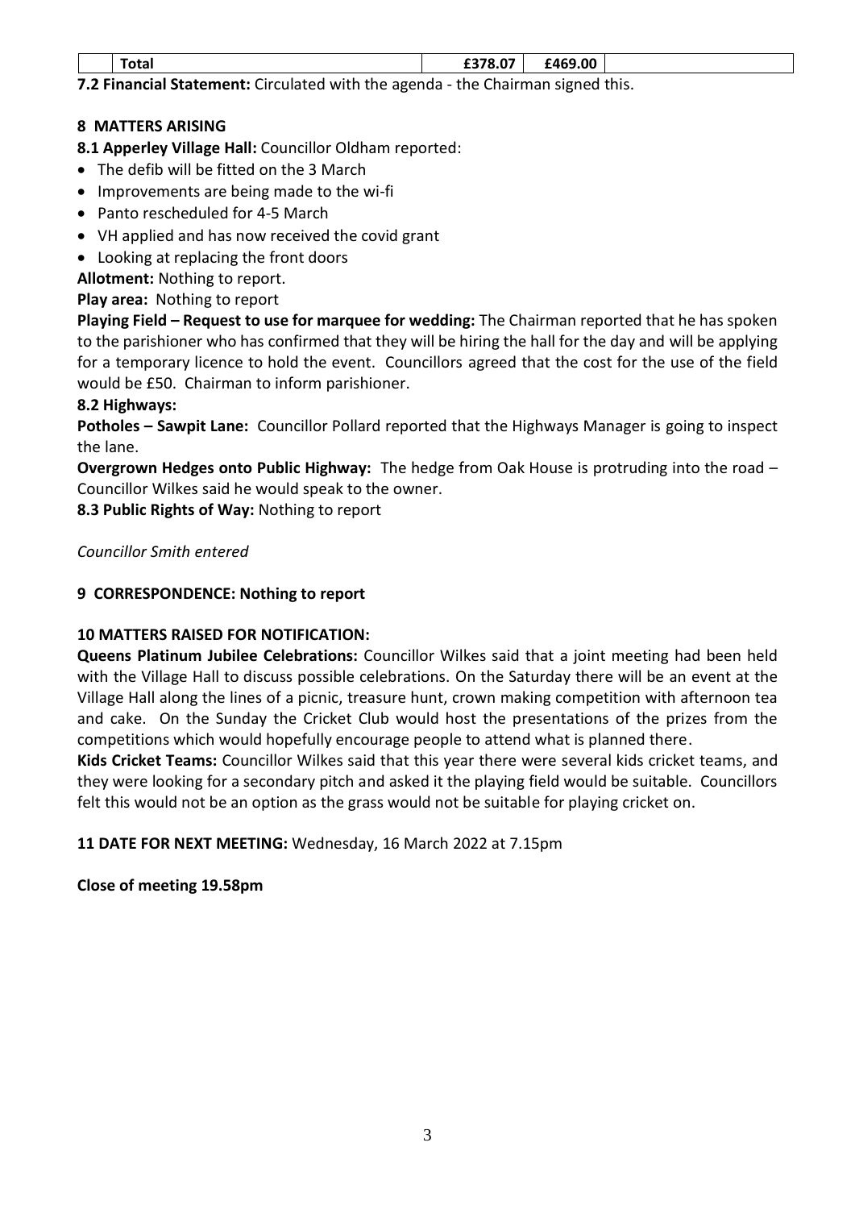| | | | | |
|---|---|---|---|---|
| | **Total** | **£378.07** | **£469.00** | |

**7.2 Financial Statement:** Circulated with the agenda - the Chairman signed this.

**8 MATTERS ARISING**

**8.1 Apperley Village Hall:** Councillor Oldham reported:

- The defib will be fitted on the 3 March
- Improvements are being made to the wi-fi
- Panto rescheduled for 4-5 March
- VH applied and has now received the covid grant
- Looking at replacing the front doors

**Allotment:** Nothing to report.

**Play area:** Nothing to report

**Playing Field – Request to use for marquee for wedding:** The Chairman reported that he has spoken to the parishioner who has confirmed that they will be hiring the hall for the day and will be applying for a temporary licence to hold the event. Councillors agreed that the cost for the use of the field would be £50. Chairman to inform parishioner.

**8.2 Highways:**

**Potholes – Sawpit Lane:** Councillor Pollard reported that the Highways Manager is going to inspect the lane.

**Overgrown Hedges onto Public Highway:** The hedge from Oak House is protruding into the road – Councillor Wilkes said he would speak to the owner.

**8.3 Public Rights of Way:** Nothing to report

*Councillor Smith entered*

**9 CORRESPONDENCE: Nothing to report**

**10 MATTERS RAISED FOR NOTIFICATION:**

**Queens Platinum Jubilee Celebrations:** Councillor Wilkes said that a joint meeting had been held with the Village Hall to discuss possible celebrations. On the Saturday there will be an event at the Village Hall along the lines of a picnic, treasure hunt, crown making competition with afternoon tea and cake. On the Sunday the Cricket Club would host the presentations of the prizes from the competitions which would hopefully encourage people to attend what is planned there.

**Kids Cricket Teams:** Councillor Wilkes said that this year there were several kids cricket teams, and they were looking for a secondary pitch and asked it the playing field would be suitable. Councillors felt this would not be an option as the grass would not be suitable for playing cricket on.

**11 DATE FOR NEXT MEETING:** Wednesday, 16 March 2022 at 7.15pm

**Close of meeting 19.58pm**